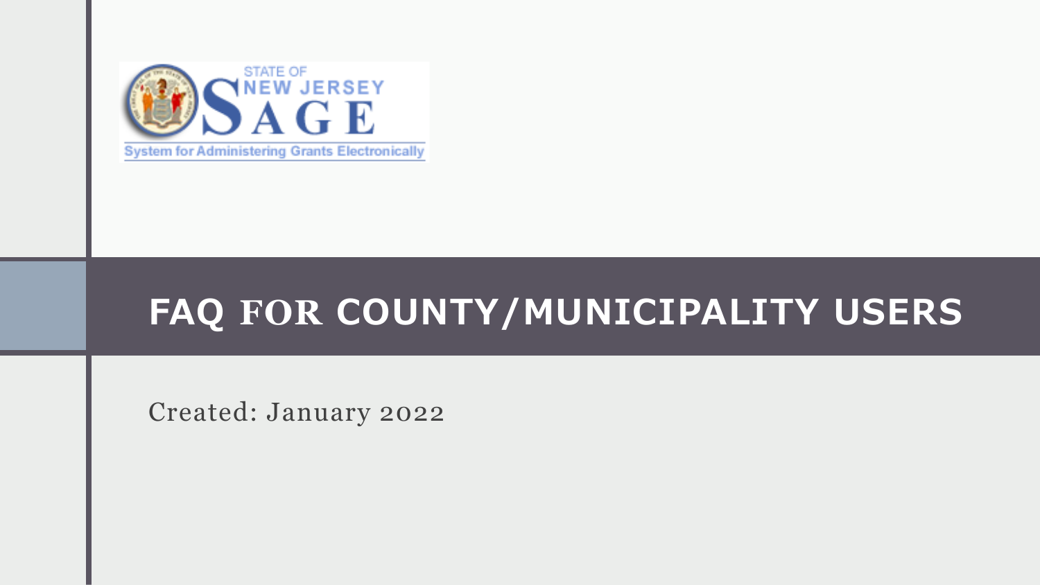STATE OF NEW JERSEY SAGE

System for Administering Grants Electronically

# FAQ FOR COUNTY/MUNICIPALITY USERS

Created: January 2022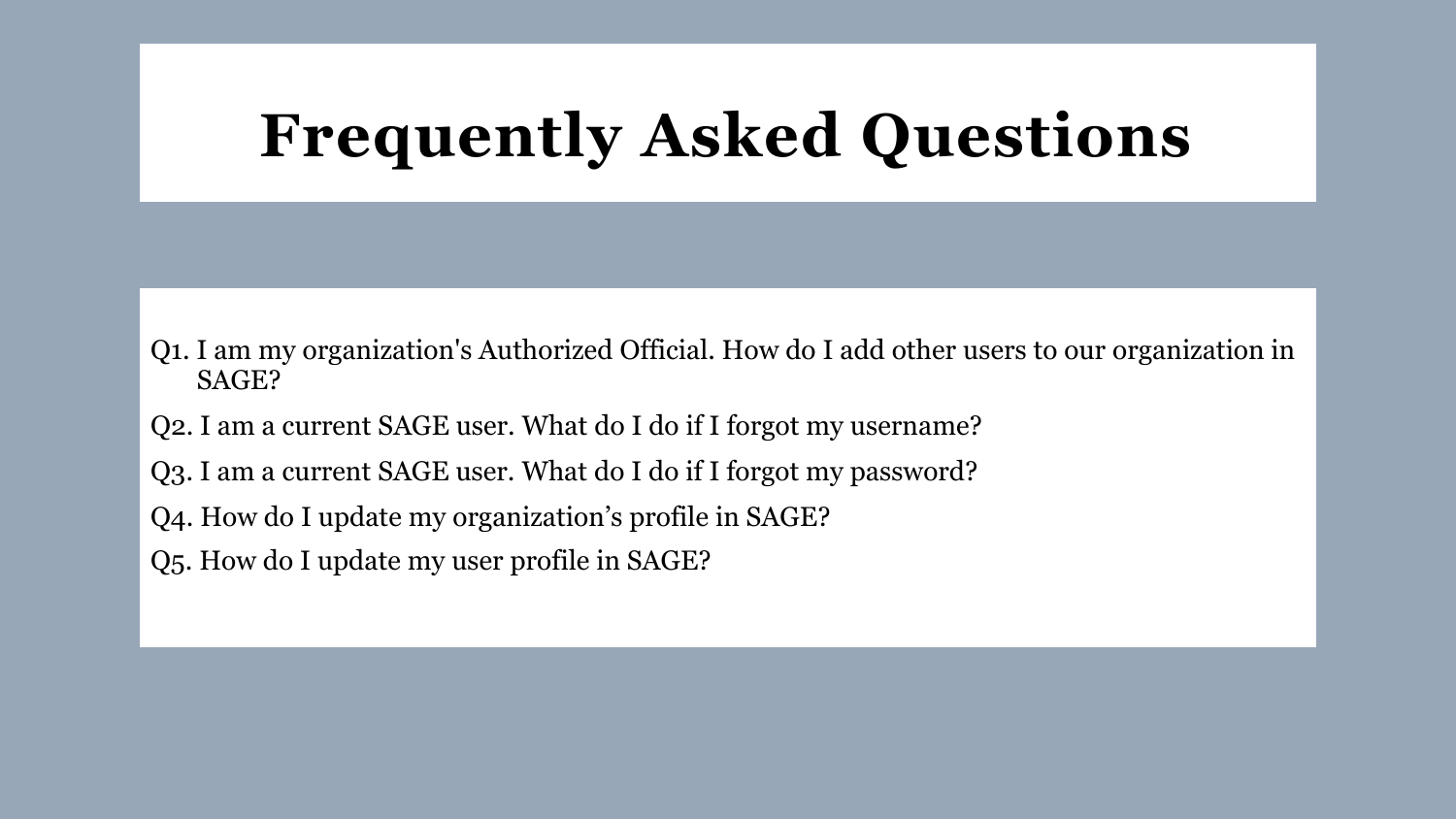# Frequently Asked Questions

Q1. I am my organization's Authorized Official. How do I add other users to our organization in SAGE?

Q2. I am a current SAGE user. What do I do if I forgot my username?

Q3. I am a current SAGE user. What do I do if I forgot my password?

Q4. How do I update my organization's profile in SAGE?

Q5. How do I update my user profile in SAGE?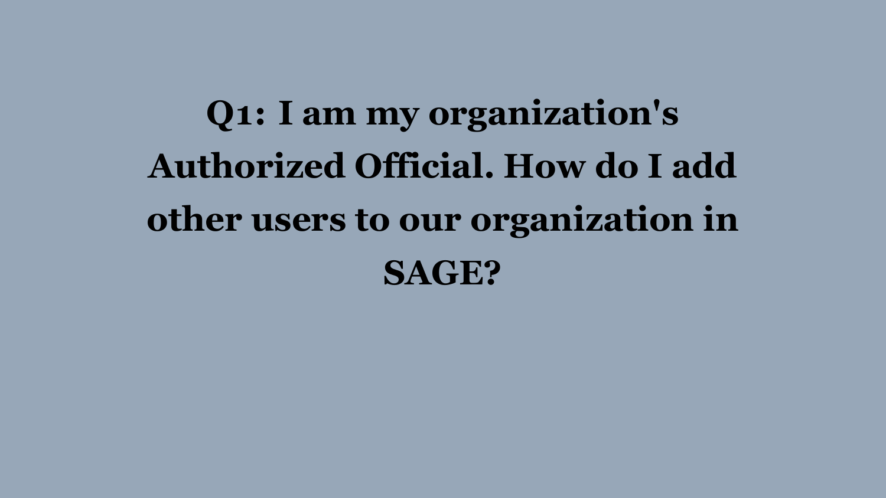# Q1: I am my organization's Authorized Official. How do I add other users to our organization in SAGE?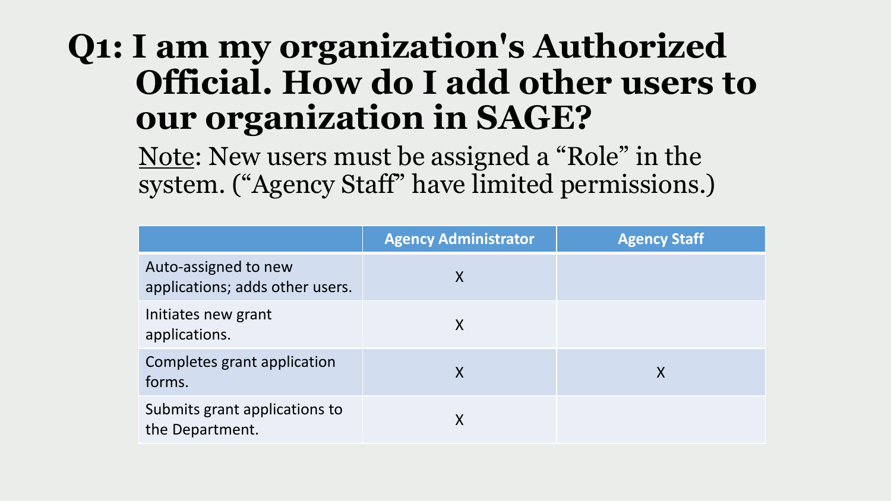# Q1: I am my organization's Authorized Official. How do I add other users to our organization in SAGE?

Note: New users must be assigned a "Role" in the system. ("Agency Staff" have limited permissions.)

| | Agency Administrator | Agency Staff |
|---|---|---|
| Auto-assigned to new applications; adds other users. | X | |
| Initiates new grant applications. | X | |
| Completes grant application forms. | X | X |
| Submits grant applications to the Department. | X | |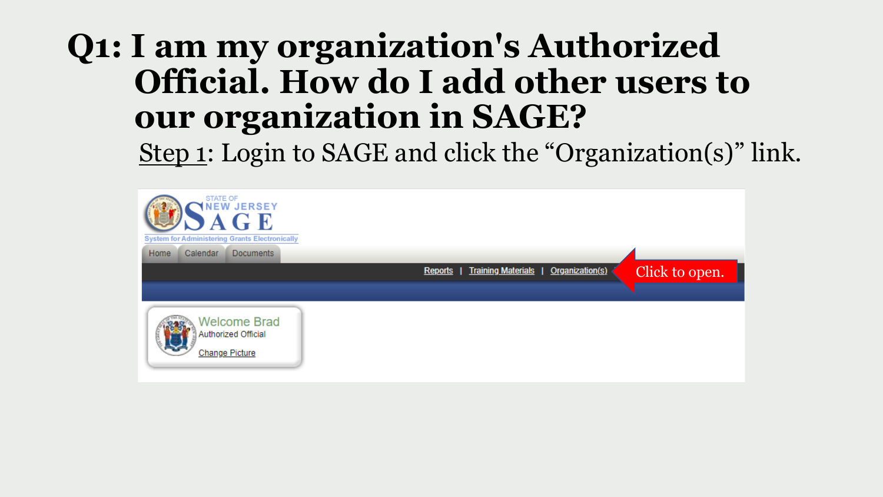# Q1: I am my organization's Authorized Official. How do I add other users to our organization in SAGE?

Step 1: Login to SAGE and click the "Organization(s)" link.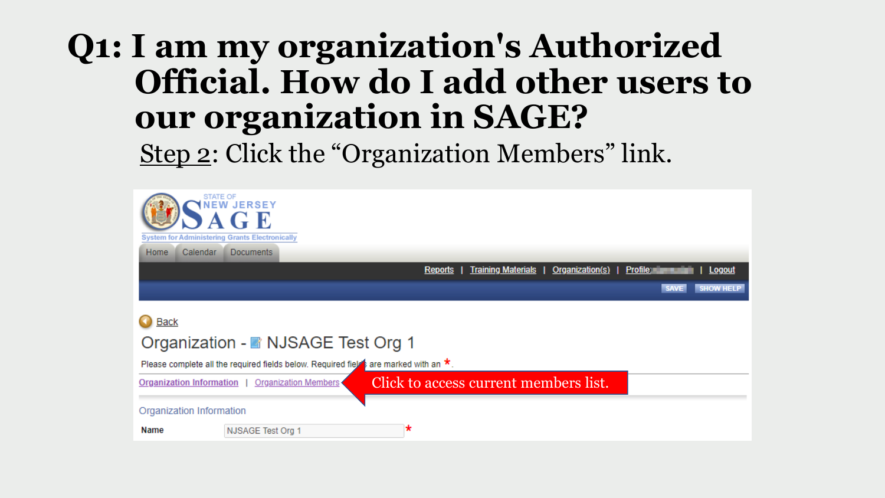# Q1: I am my organization's Authorized Official. How do I add other users to our organization in SAGE?

Step 2: Click the "Organization Members" link.

STATE OF NEW JERSEY SAGE
System for Administering Grants Electronically

Home | Calendar | Documents

Reports | Training Materials | Organization(s) | Profile: | Logout

SAVE | SHOW HELP

Back

Organization - NJSAGE Test Org 1

Please complete all the required fields below. Required fields are marked with an *.

Organization Information | Organization Members

Click to access current members list.

Organization Information

Name: NJSAGE Test Org 1 *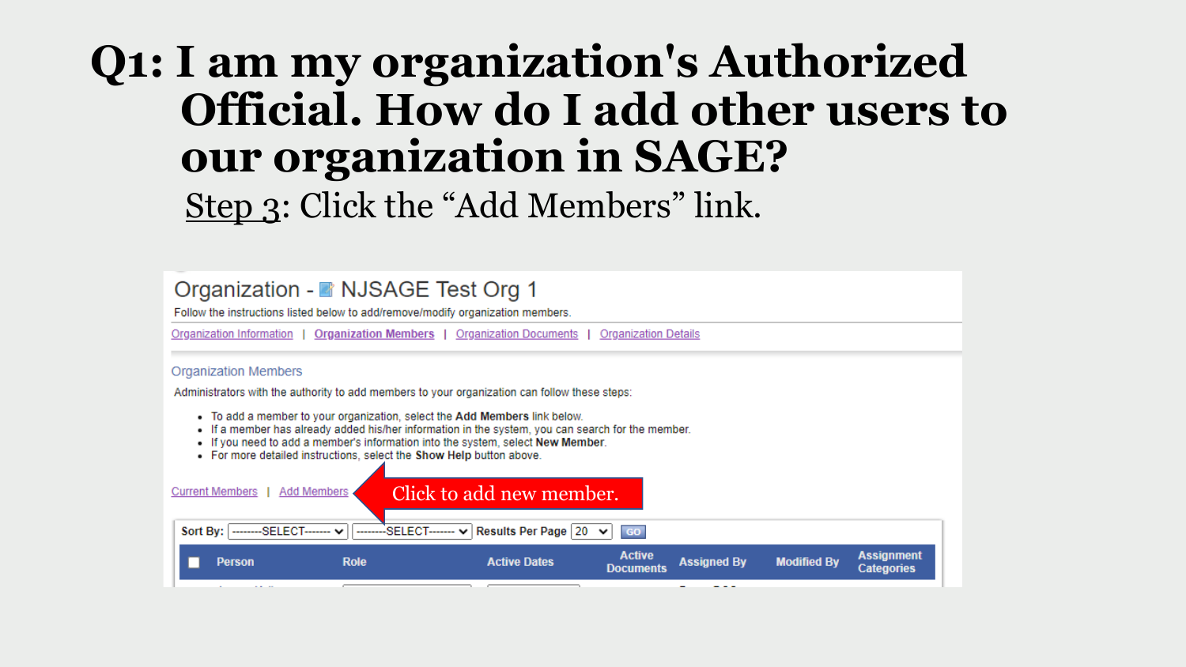# Q1: I am my organization's Authorized Official. How do I add other users to our organization in SAGE?

Step 3: Click the “Add Members” link.

Organization - NJSAGE Test Org 1

Follow the instructions listed below to add/remove/modify organization members.

Organization Information | Organization Members | Organization Documents | Organization Details

Organization Members

Administrators with the authority to add members to your organization can follow these steps:

- To add a member to your organization, select the **Add Members** link below.
- If a member has already added his/her information in the system, you can search for the member.
- If you need to add a member's information into the system, select **New Member**.
- For more detailed instructions, select the **Show Help** button above.

Current Members | Add Members

Click to add new member.

Sort By: --------SELECT------- --------SELECT------- Results Per Page 20 GO

| Person | Role | Active Dates | Active Documents | Assigned By | Modified By | Assignment Categories |
| --- | --- | --- | --- | --- | --- | --- |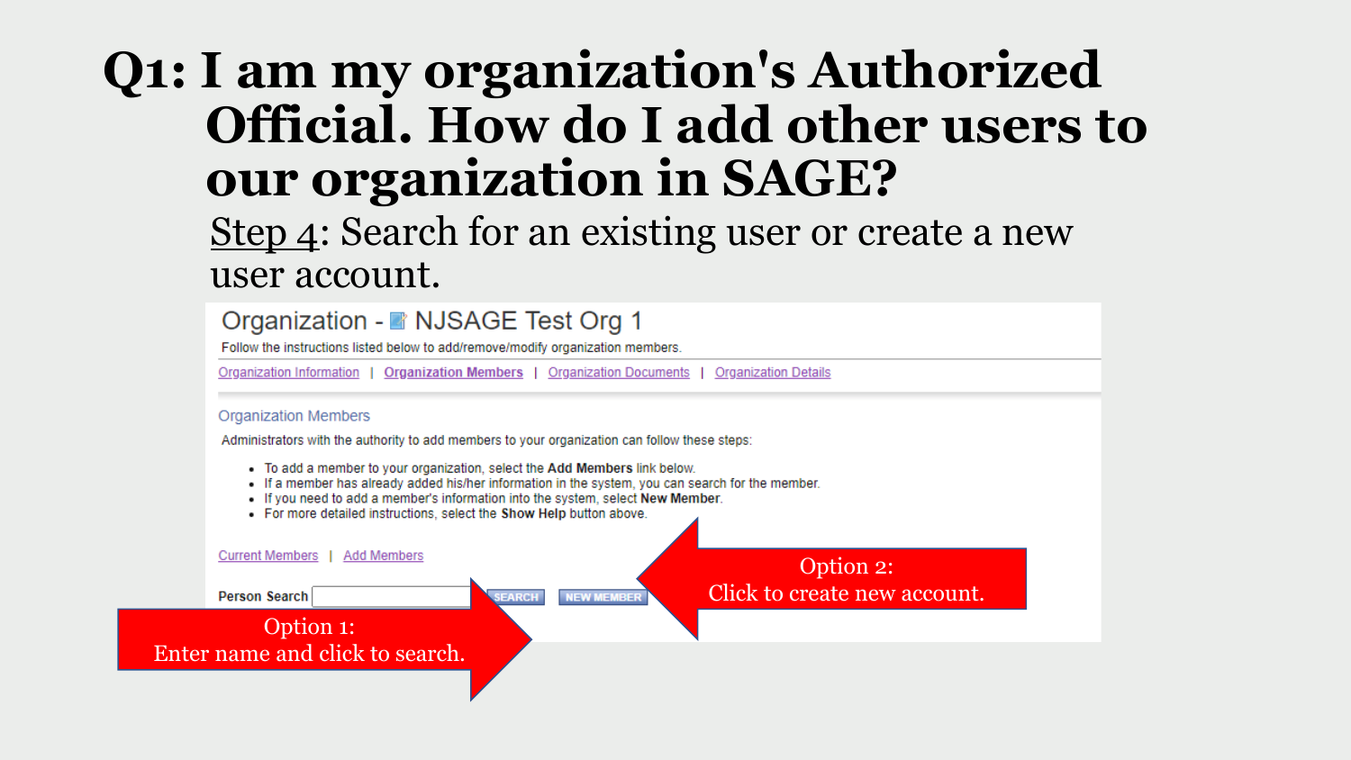# Q1: I am my organization's Authorized Official. How do I add other users to our organization in SAGE?

Step 4: Search for an existing user or create a new user account.

Organization - NJSAGE Test Org 1

Follow the instructions listed below to add/remove/modify organization members.

Organization Information | **Organization Members** | Organization Documents | Organization Details

Organization Members

Administrators with the authority to add members to your organization can follow these steps:

- To add a member to your organization, select the **Add Members** link below.
- If a member has already added his/her information in the system, you can search for the member.
- If you need to add a member's information into the system, select **New Member**.
- For more detailed instructions, select the **Show Help** button above.

Current Members | Add Members

**Person Search** SEARCH NEW MEMBER

Option 1:
Enter name and click to search.

Option 2:
Click to create new account.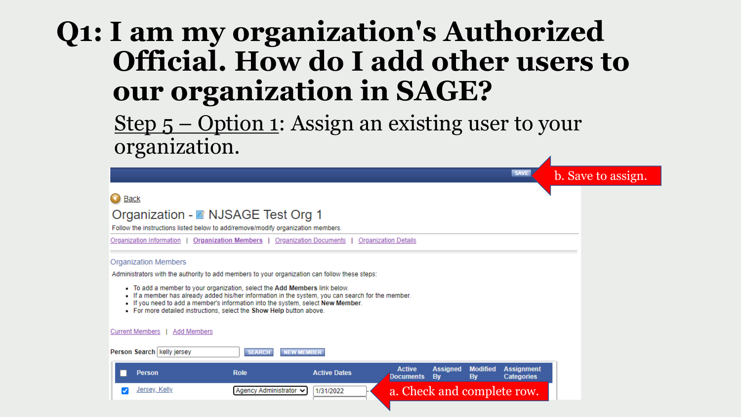# Q1: I am my organization's Authorized Official. How do I add other users to our organization in SAGE?

Step 5 – Option 1: Assign an existing user to your organization.

SAVE

b. Save to assign.

Back

## Organization - NJSAGE Test Org 1

Follow the instructions listed below to add/remove/modify organization members.

Organization Information | Organization Members | Organization Documents | Organization Details

### Organization Members

Administrators with the authority to add members to your organization can follow these steps:

- To add a member to your organization, select the **Add Members** link below.
- If a member has already added his/her information in the system, you can search for the member.
- If you need to add a member's information into the system, select **New Member**.
- For more detailed instructions, select the **Show Help** button above.

Current Members | Add Members

**Person Search** kelly jersey SEARCH NEW MEMBER

| ☐ | Person | Role | Active Dates | Active Documents | Assigned By | Modified By | Assignment Categories |
|---|---|---|---|---|---|---|---|
| ☑ | Jersey, Kelly | Agency Administrator | 1/31/2022 | | | | |

a. Check and complete row.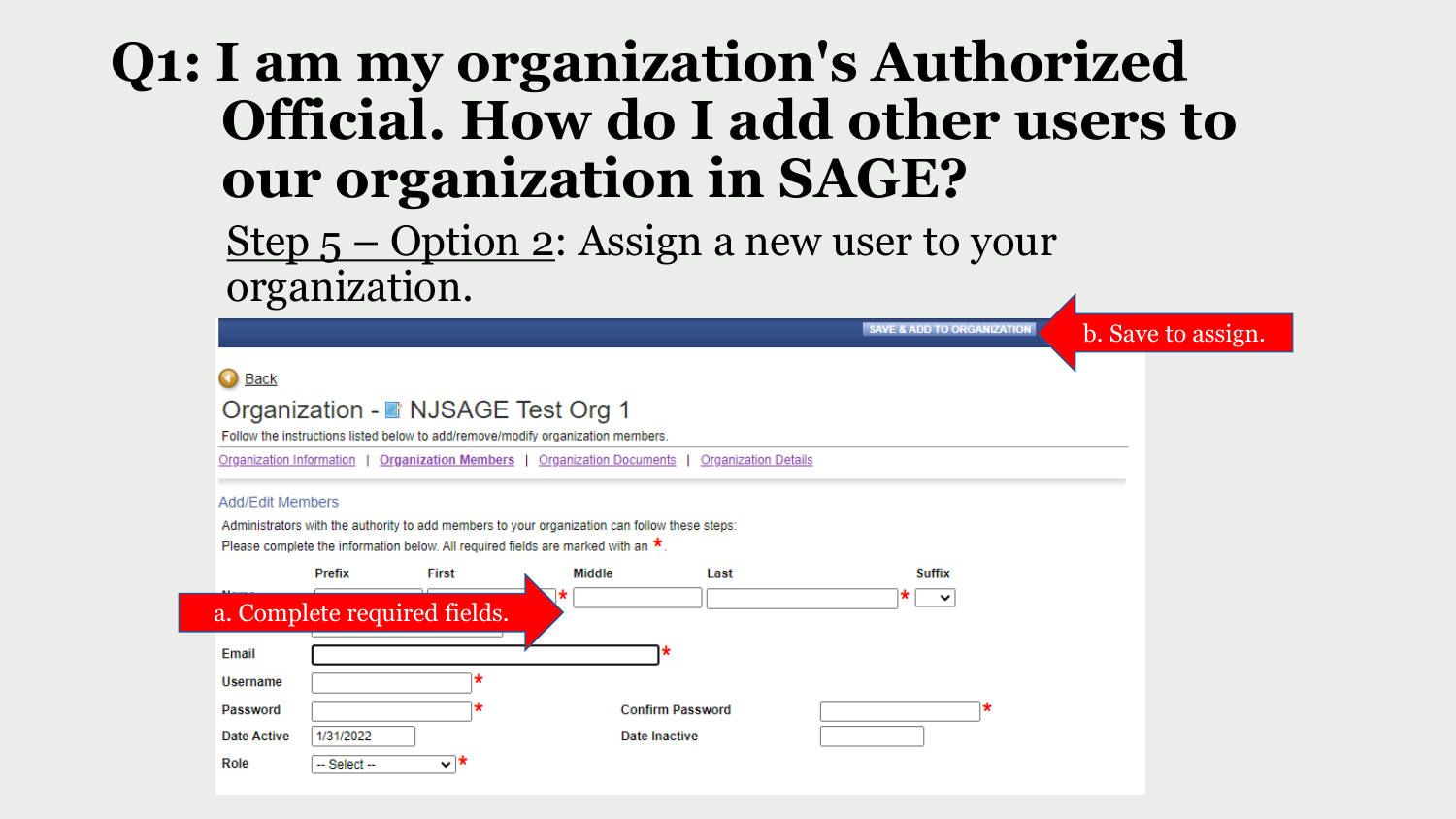# Q1: I am my organization's Authorized Official. How do I add other users to our organization in SAGE?

Step 5 – Option 2: Assign a new user to your organization.

SAVE & ADD TO ORGANIZATION

b. Save to assign.

Back

Organization - NJSAGE Test Org 1

Follow the instructions listed below to add/remove/modify organization members.

Organization Information | **Organization Members** | Organization Documents | Organization Details

Add/Edit Members

Administrators with the authority to add members to your organization can follow these steps:

Please complete the information below. All required fields are marked with an *.

| | Prefix | First | Middle | Last | Suffix |
|---|---|---|---|---|---|
| Name | | * | | * | |

a. Complete required fields.

Email *

Username *

Password * Confirm Password *

Date Active 1/31/2022 Date Inactive

Role -- Select -- *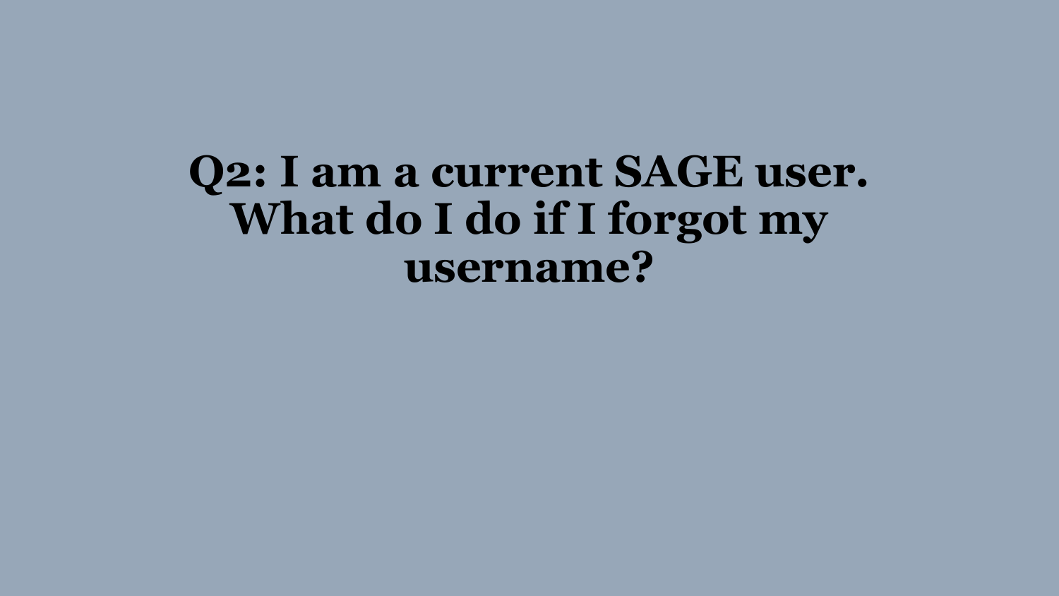# Q2: I am a current SAGE user. What do I do if I forgot my username?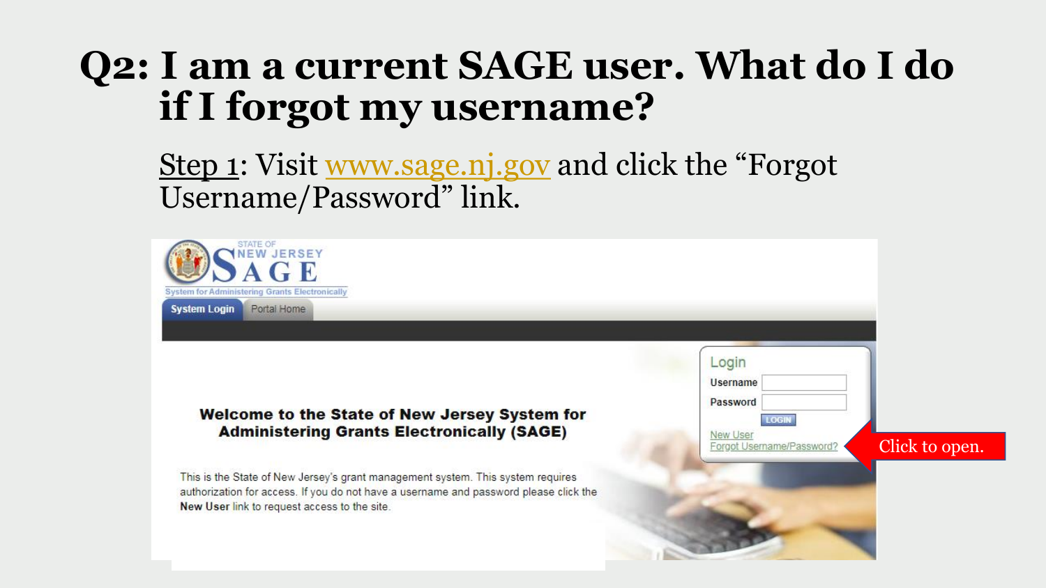# Q2: I am a current SAGE user. What do I do if I forgot my username?

Step 1: Visit www.sage.nj.gov and click the "Forgot Username/Password" link.

STATE OF NEW JERSEY SAGE

System for Administering Grants Electronically

System Login | Portal Home

**Welcome to the State of New Jersey System for Administering Grants Electronically (SAGE)**

This is the State of New Jersey's grant management system. This system requires authorization for access. If you do not have a username and password please click the **New User** link to request access to the site.

Login

Username

Password

LOGIN

New User

Forgot Username/Password?

Click to open.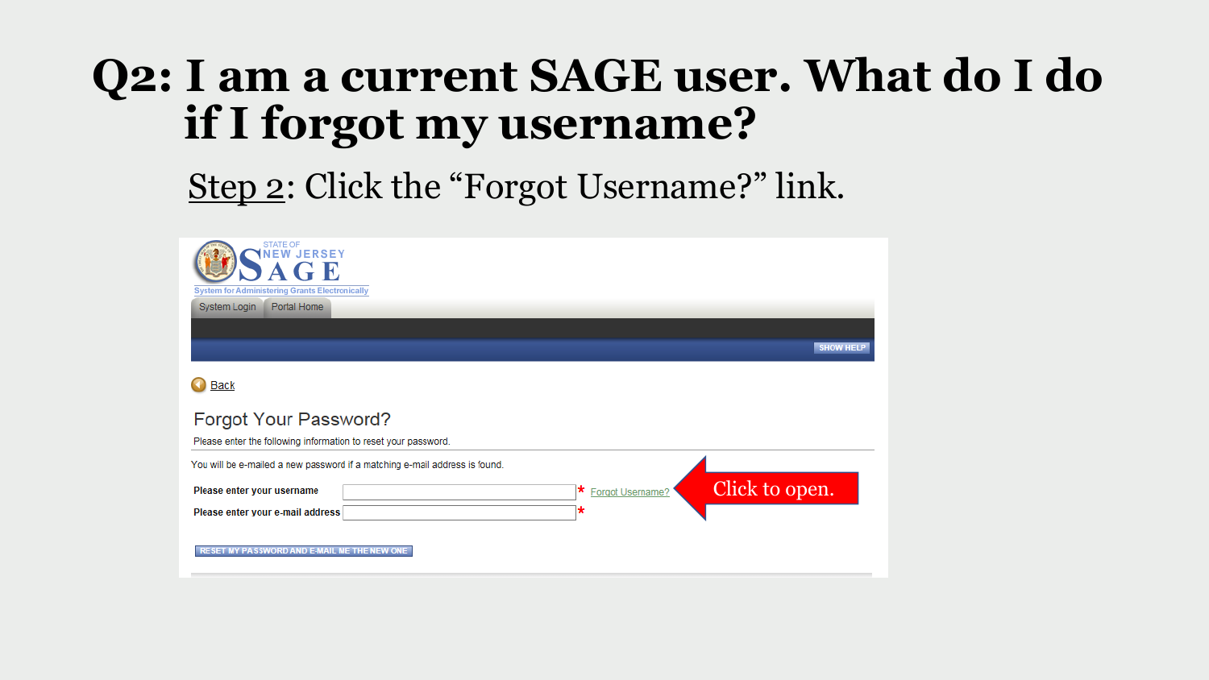# Q2: I am a current SAGE user. What do I do if I forgot my username?

Step 2: Click the "Forgot Username?" link.

STATE OF NEW JERSEY SAGE

System for Administering Grants Electronically

System Login | Portal Home

SHOW HELP

Back

## Forgot Your Password?

Please enter the following information to reset your password.

You will be e-mailed a new password if a matching e-mail address is found.

**Please enter your username** * Forgot Username?

**Please enter your e-mail address** *

RESET MY PASSWORD AND E-MAIL ME THE NEW ONE

Click to open.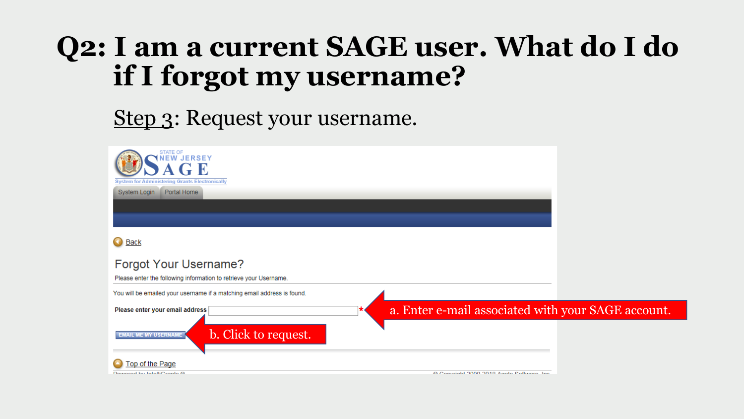# Q2: I am a current SAGE user. What do I do if I forgot my username?

Step 3: Request your username.

STATE OF NEW JERSEY SAGE

System for Administering Grants Electronically

System Login | Portal Home

Back

## Forgot Your Username?

Please enter the following information to retrieve your Username.

You will be emailed your username if a matching email address is found.

**Please enter your email address** *

a. Enter e-mail associated with your SAGE account.

EMAIL ME MY USERNAME

b. Click to request.

Top of the Page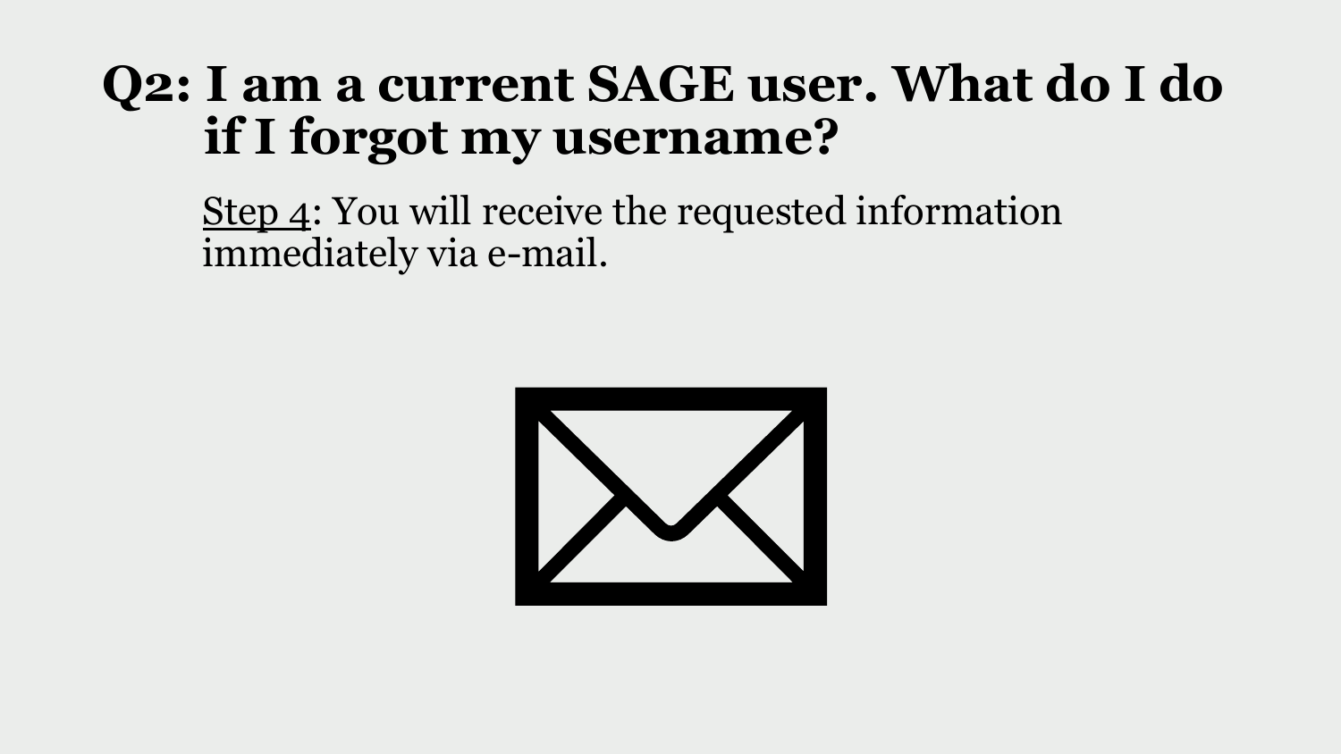# Q2: I am a current SAGE user. What do I do if I forgot my username?

<u>Step 4</u>: You will receive the requested information immediately via e-mail.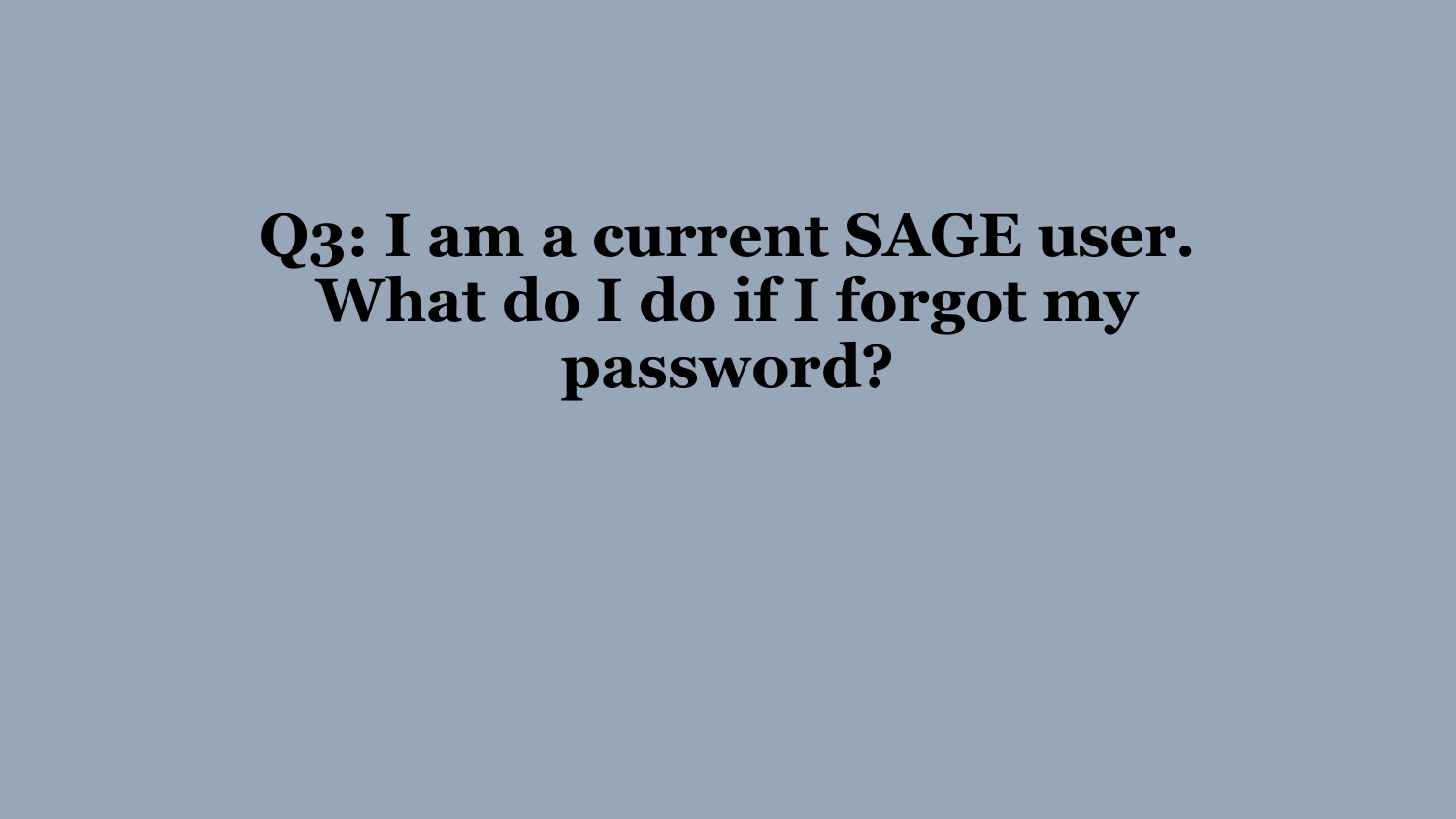# Q3: I am a current SAGE user. What do I do if I forgot my password?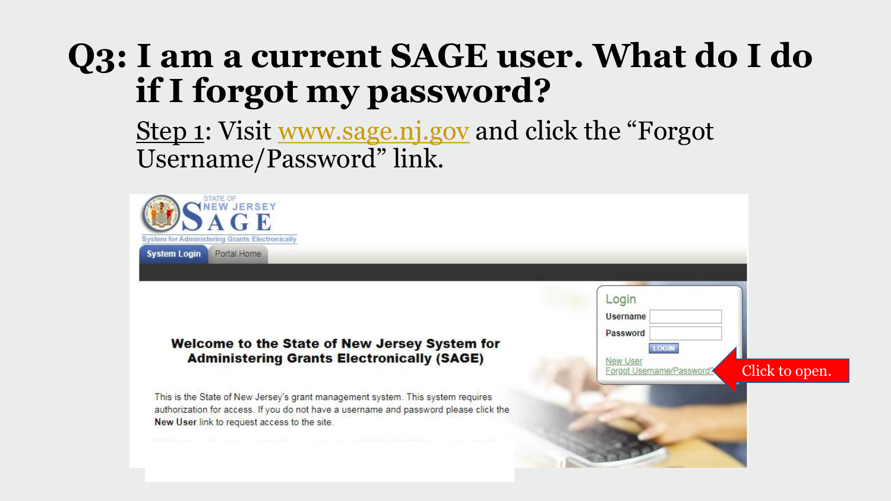# Q3: I am a current SAGE user. What do I do if I forgot my password?

Step 1: Visit www.sage.nj.gov and click the "Forgot Username/Password" link.

STATE OF NEW JERSEY SAGE

System for Administering Grants Electronically

System Login | Portal Home

**Welcome to the State of New Jersey System for Administering Grants Electronically (SAGE)**

This is the State of New Jersey's grant management system. This system requires authorization for access. If you do not have a username and password please click the **New User** link to request access to the site.

Login

Username

Password

LOGIN

New User

Forgot Username/Password?

Click to open.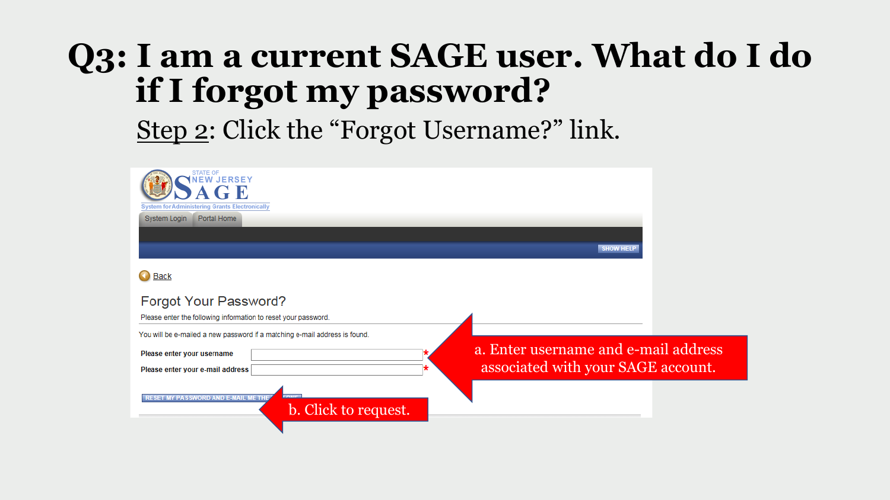# Q3: I am a current SAGE user. What do I do if I forgot my password?

Step 2: Click the "Forgot Username?" link.

STATE OF NEW JERSEY SAGE

System for Administering Grants Electronically

System Login | Portal Home

SHOW HELP

Back

## Forgot Your Password?

Please enter the following information to reset your password.

You will be e-mailed a new password if a matching e-mail address is found.

**Please enter your username** *

**Please enter your e-mail address** *

RESET MY PASSWORD AND E-MAIL ME THE NEW ONE

a. Enter username and e-mail address associated with your SAGE account.

b. Click to request.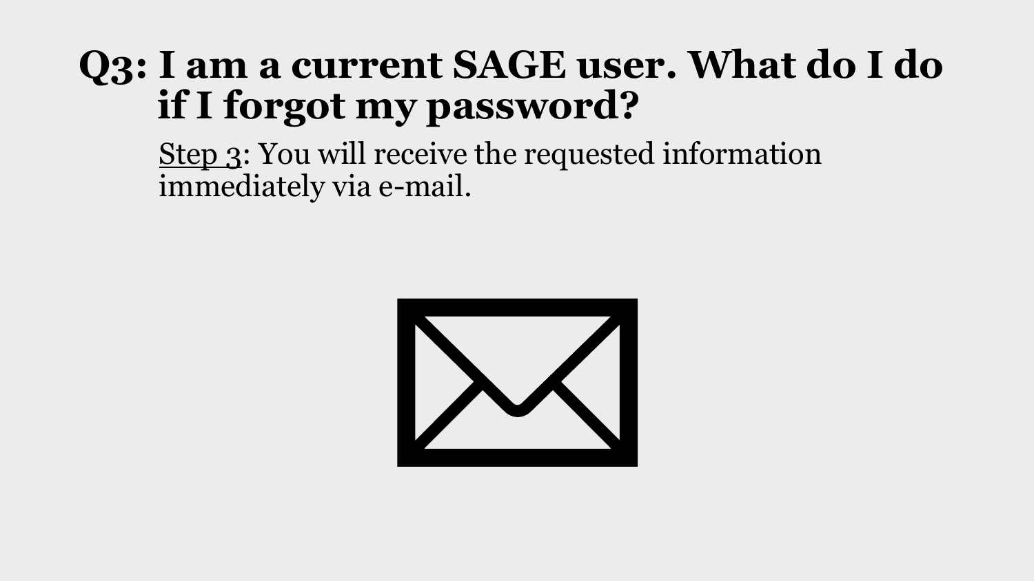# Q3: I am a current SAGE user. What do I do if I forgot my password?

Step 3: You will receive the requested information immediately via e-mail.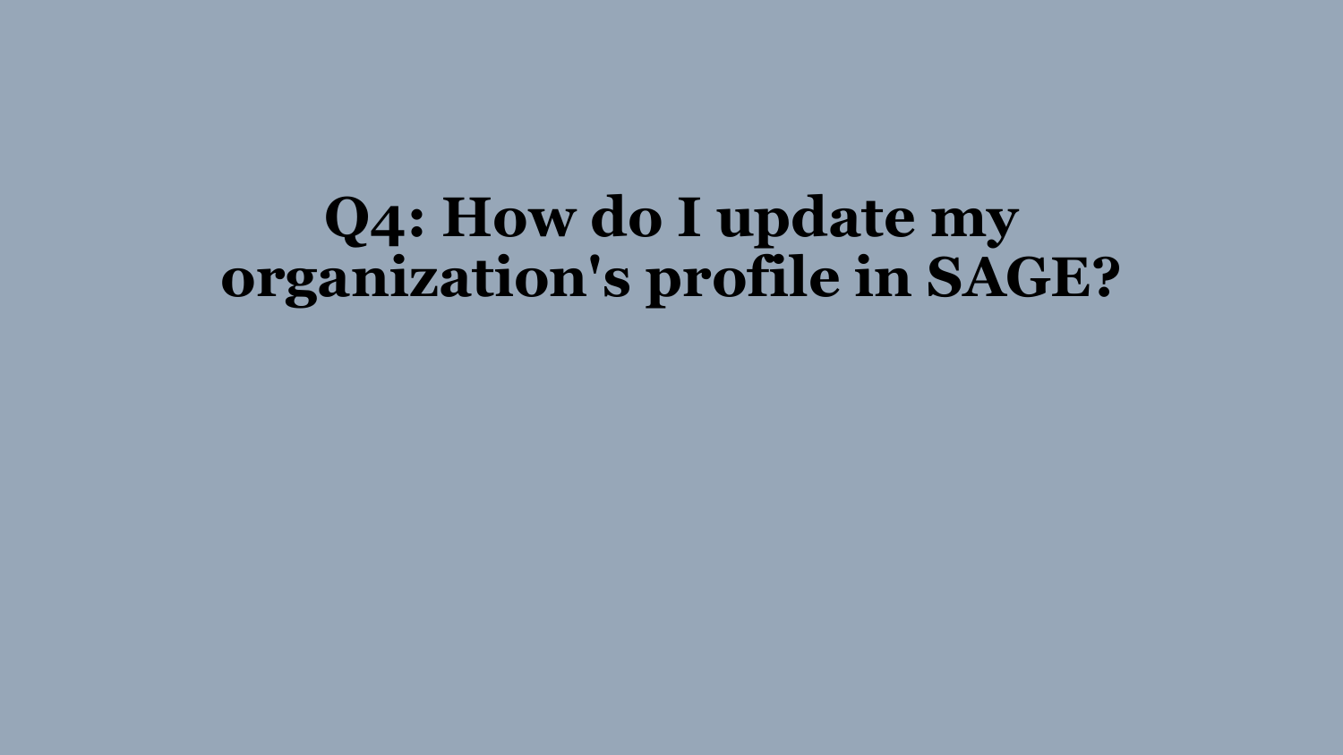# Q4: How do I update my organization's profile in SAGE?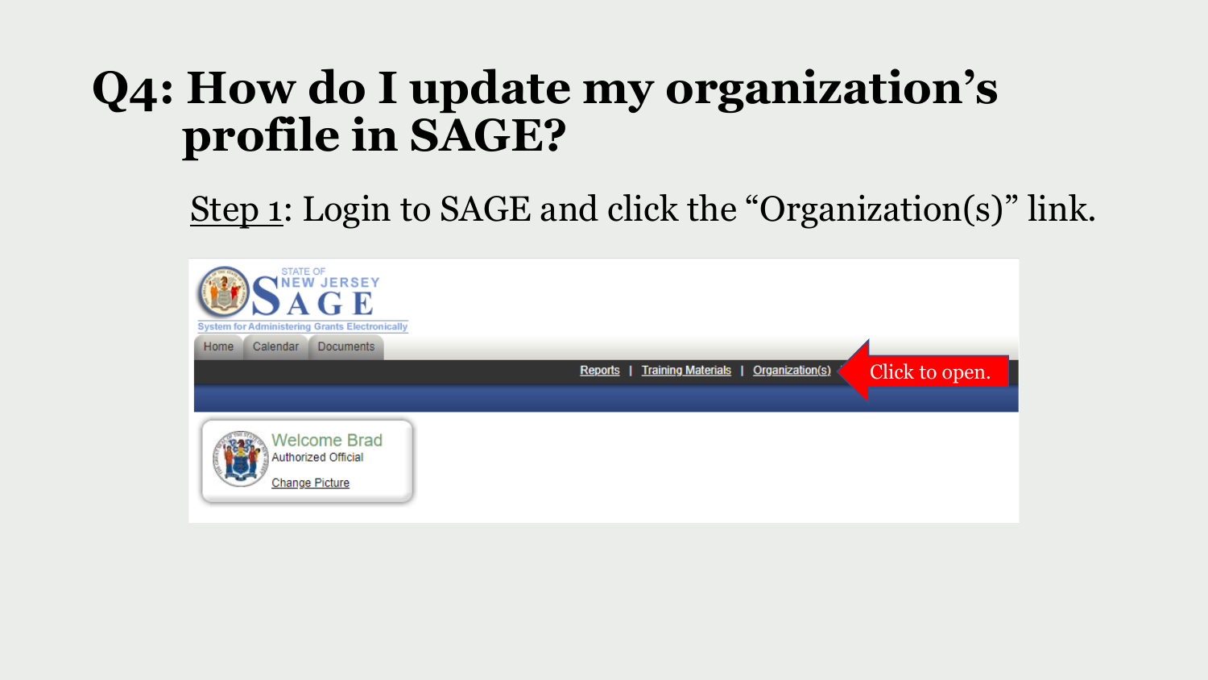# Q4: How do I update my organization's profile in SAGE?

Step 1: Login to SAGE and click the "Organization(s)" link.

STATE OF NEW JERSEY SAGE

System for Administering Grants Electronically

Home | Calendar | Documents

Reports | Training Materials | Organization(s)

Click to open.

Welcome Brad

Authorized Official

Change Picture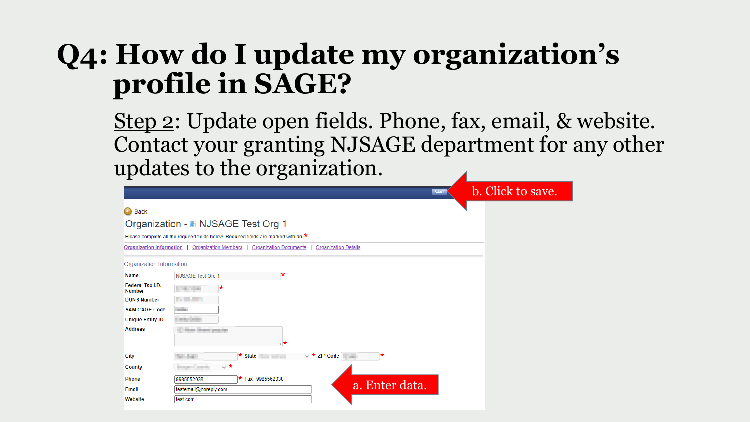# Q4: How do I update my organization's profile in SAGE?

Step 2: Update open fields. Phone, fax, email, & website. Contact your granting NJSAGE department for any other updates to the organization.

b. Click to save.

SAVE

Back

Organization - NJSAGE Test Org 1

Please complete all the required fields below. Required fields are marked with an *.

Organization Information | Organization Members | Organization Documents | Organization Details

Organization Information

| Field | Value |
|---|---|
| Name | NJSAGE Test Org 1 * |
| Federal Tax I.D. Number | * |
| DUNS Number | |
| SAM CAGE Code | |
| Unique Entity ID | |
| Address | * |
| City | * State * ZIP Code * |
| County | * |
| Phone | 9985552038 * Fax 9985562038 |
| Email | testemail@noreply.com |
| Website | test.com |

a. Enter data.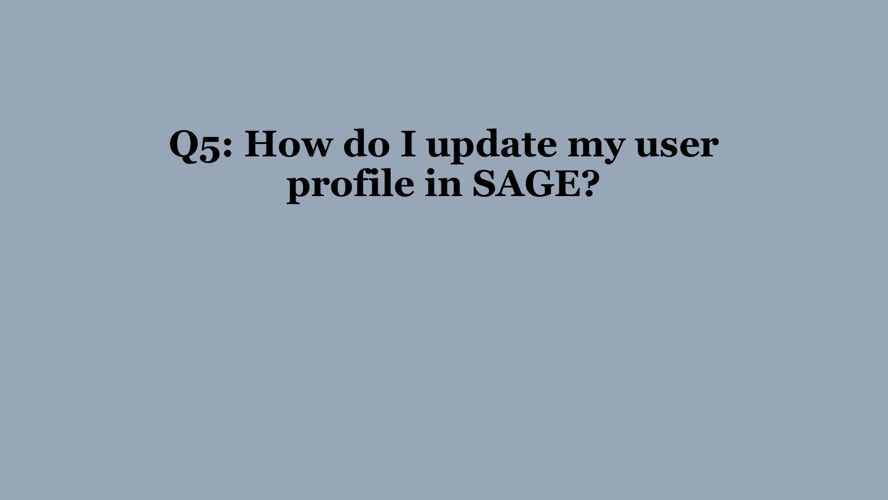# Q5: How do I update my user profile in SAGE?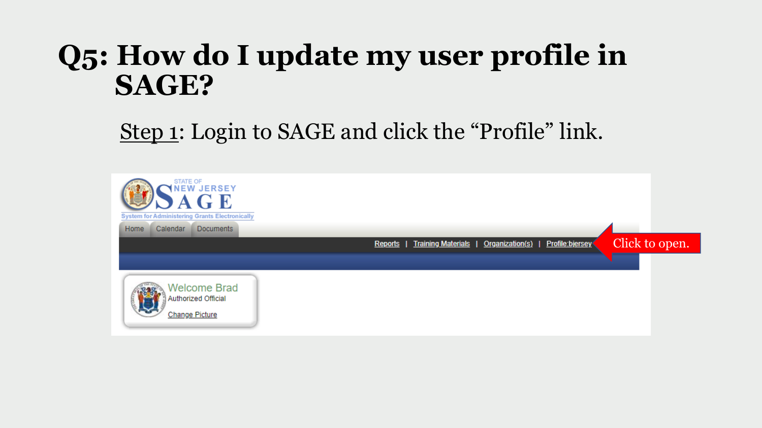# Q5: How do I update my user profile in SAGE?

Step 1: Login to SAGE and click the "Profile" link.

STATE OF NEW JERSEY SAGE

System for Administering Grants Electronically

Home | Calendar | Documents

Reports | Training Materials | Organization(s) | Profile:bjersey

Click to open.

Welcome Brad

Authorized Official

Change Picture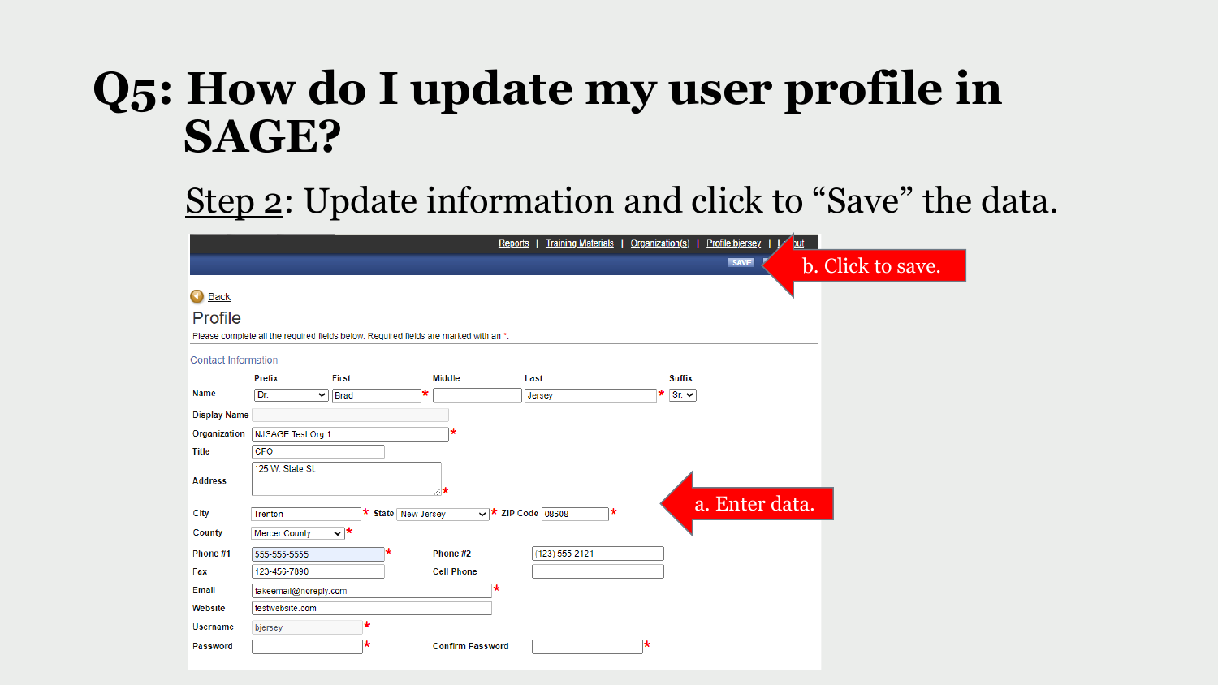# Q5: How do I update my user profile in SAGE?

Step 2: Update information and click to "Save" the data.

Reports | Training Materials | Organization(s) | Profile:bjersey | Logout

SAVE

b. Click to save.

Back

## Profile

Please complete all the required fields below. Required fields are marked with an *.

Contact Information

| | Prefix | First | Middle | Last | Suffix |
|---|---|---|---|---|---|
| Name | Dr. | Brad * | | Jersey * | Sr. |

Display Name

Organization: NJSAGE Test Org 1 *

Title: CFO

Address: 125 W. State St *

City: Trenton * State: New Jersey * ZIP Code: 08608 *

County: Mercer County *

Phone #1: 555-555-5555 * Phone #2: (123) 555-2121

Fax: 123-456-7890 Cell Phone:

Email: fakeemail@noreply.com *

Website: testwebsite.com

Username: bjersey *

Password: * Confirm Password: *

a. Enter data.